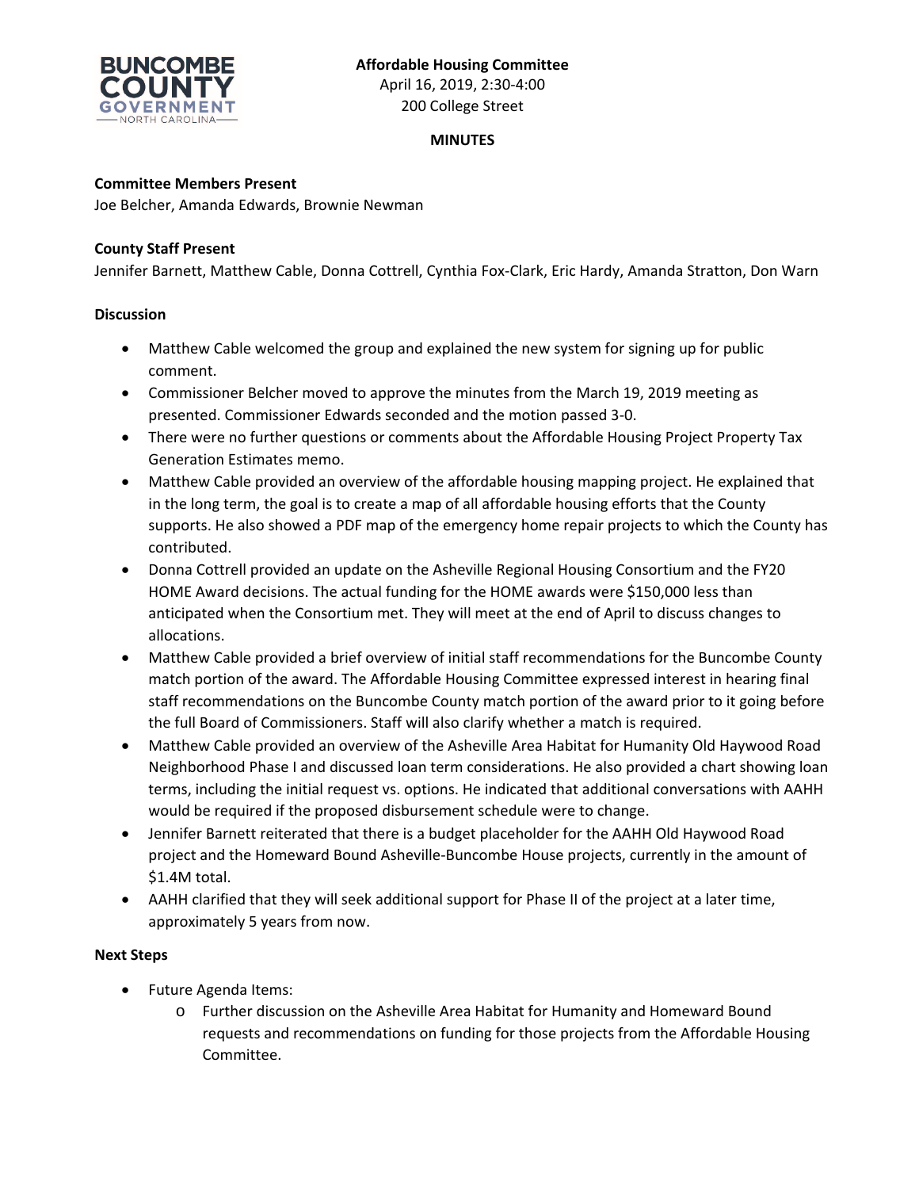**Affordable Housing Committee**
April 16, 2019, 2:30-4:00
200 College Street

**MINUTES**

**Committee Members Present**
Joe Belcher, Amanda Edwards, Brownie Newman

**County Staff Present**
Jennifer Barnett, Matthew Cable, Donna Cottrell, Cynthia Fox-Clark, Eric Hardy, Amanda Stratton, Don Warn

**Discussion**

- Matthew Cable welcomed the group and explained the new system for signing up for public comment.
- Commissioner Belcher moved to approve the minutes from the March 19, 2019 meeting as presented. Commissioner Edwards seconded and the motion passed 3-0.
- There were no further questions or comments about the Affordable Housing Project Property Tax Generation Estimates memo.
- Matthew Cable provided an overview of the affordable housing mapping project. He explained that in the long term, the goal is to create a map of all affordable housing efforts that the County supports. He also showed a PDF map of the emergency home repair projects to which the County has contributed.
- Donna Cottrell provided an update on the Asheville Regional Housing Consortium and the FY20 HOME Award decisions. The actual funding for the HOME awards were $150,000 less than anticipated when the Consortium met. They will meet at the end of April to discuss changes to allocations.
- Matthew Cable provided a brief overview of initial staff recommendations for the Buncombe County match portion of the award. The Affordable Housing Committee expressed interest in hearing final staff recommendations on the Buncombe County match portion of the award prior to it going before the full Board of Commissioners. Staff will also clarify whether a match is required.
- Matthew Cable provided an overview of the Asheville Area Habitat for Humanity Old Haywood Road Neighborhood Phase I and discussed loan term considerations. He also provided a chart showing loan terms, including the initial request vs. options. He indicated that additional conversations with AAHH would be required if the proposed disbursement schedule were to change.
- Jennifer Barnett reiterated that there is a budget placeholder for the AAHH Old Haywood Road project and the Homeward Bound Asheville-Buncombe House projects, currently in the amount of $1.4M total.
- AAHH clarified that they will seek additional support for Phase II of the project at a later time, approximately 5 years from now.

**Next Steps**

- Future Agenda Items:
  - Further discussion on the Asheville Area Habitat for Humanity and Homeward Bound requests and recommendations on funding for those projects from the Affordable Housing Committee.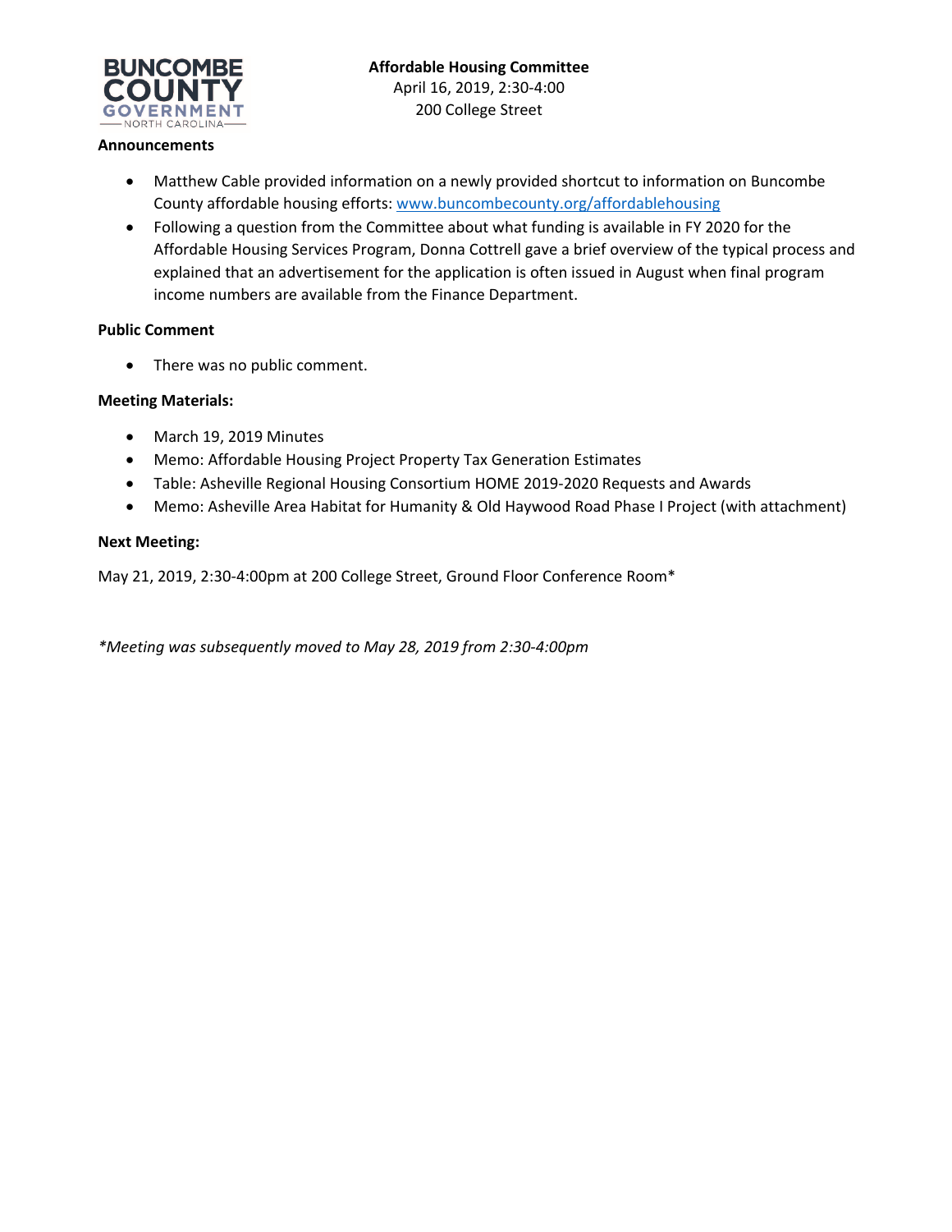**Affordable Housing Committee**
April 16, 2019, 2:30-4:00
200 College Street

**Announcements**

- Matthew Cable provided information on a newly provided shortcut to information on Buncombe County affordable housing efforts: [www.buncombecounty.org/affordablehousing](http://www.buncombecounty.org/affordablehousing)
- Following a question from the Committee about what funding is available in FY 2020 for the Affordable Housing Services Program, Donna Cottrell gave a brief overview of the typical process and explained that an advertisement for the application is often issued in August when final program income numbers are available from the Finance Department.

**Public Comment**

- There was no public comment.

**Meeting Materials:**

- March 19, 2019 Minutes
- Memo: Affordable Housing Project Property Tax Generation Estimates
- Table: Asheville Regional Housing Consortium HOME 2019-2020 Requests and Awards
- Memo: Asheville Area Habitat for Humanity & Old Haywood Road Phase I Project (with attachment)

**Next Meeting:**

May 21, 2019, 2:30-4:00pm at 200 College Street, Ground Floor Conference Room*

*\*Meeting was subsequently moved to May 28, 2019 from 2:30-4:00pm*